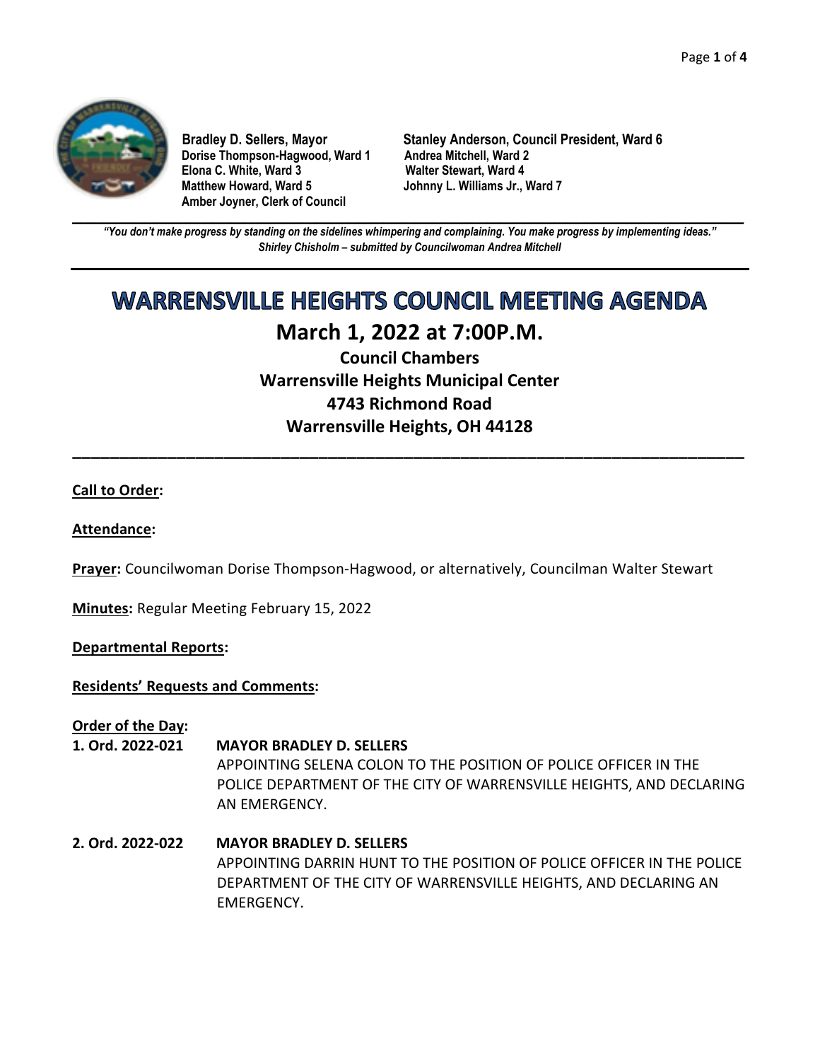**Bradley D. Sellers, Mayor**
**Dorise Thompson-Hagwood, Ward 1**
**Elona C. White, Ward 3**
**Matthew Howard, Ward 5**
**Amber Joyner, Clerk of Council**

**Stanley Anderson, Council President, Ward 6**
**Andrea Mitchell, Ward 2**
**Walter Stewart, Ward 4**
**Johnny L. Williams Jr., Ward 7**

***"You don't make progress by standing on the sidelines whimpering and complaining. You make progress by implementing ideas."***
***Shirley Chisholm – submitted by Councilwoman Andrea Mitchell***

# WARRENSVILLE HEIGHTS COUNCIL MEETING AGENDA

## March 1, 2022 at 7:00P.M.

### Council Chambers
### Warrensville Heights Municipal Center
### 4743 Richmond Road
### Warrensville Heights, OH 44128

---

**Call to Order:**

**Attendance:**

**Prayer:** Councilwoman Dorise Thompson-Hagwood, or alternatively, Councilman Walter Stewart

**Minutes:** Regular Meeting February 15, 2022

**Departmental Reports:**

**Residents' Requests and Comments:**

**Order of the Day:**

**1. Ord. 2022-021** **MAYOR BRADLEY D. SELLERS**
APPOINTING SELENA COLON TO THE POSITION OF POLICE OFFICER IN THE POLICE DEPARTMENT OF THE CITY OF WARRENSVILLE HEIGHTS, AND DECLARING AN EMERGENCY.

**2. Ord. 2022-022** **MAYOR BRADLEY D. SELLERS**
APPOINTING DARRIN HUNT TO THE POSITION OF POLICE OFFICER IN THE POLICE DEPARTMENT OF THE CITY OF WARRENSVILLE HEIGHTS, AND DECLARING AN EMERGENCY.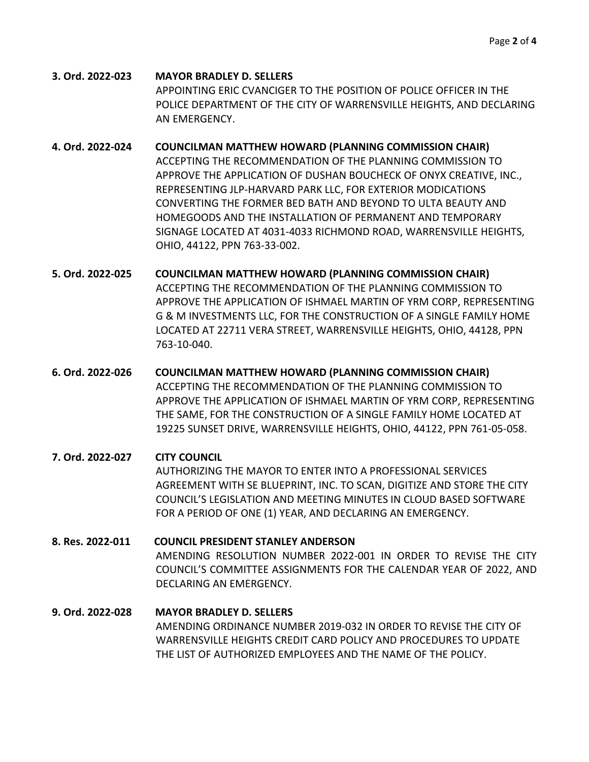**3. Ord. 2022-023** **MAYOR BRADLEY D. SELLERS**

APPOINTING ERIC CVANCIGER TO THE POSITION OF POLICE OFFICER IN THE POLICE DEPARTMENT OF THE CITY OF WARRENSVILLE HEIGHTS, AND DECLARING AN EMERGENCY.

**4. Ord. 2022-024** **COUNCILMAN MATTHEW HOWARD (PLANNING COMMISSION CHAIR)**

ACCEPTING THE RECOMMENDATION OF THE PLANNING COMMISSION TO APPROVE THE APPLICATION OF DUSHAN BOUCHECK OF ONYX CREATIVE, INC., REPRESENTING JLP-HARVARD PARK LLC, FOR EXTERIOR MODICATIONS CONVERTING THE FORMER BED BATH AND BEYOND TO ULTA BEAUTY AND HOMEGOODS AND THE INSTALLATION OF PERMANENT AND TEMPORARY SIGNAGE LOCATED AT 4031-4033 RICHMOND ROAD, WARRENSVILLE HEIGHTS, OHIO, 44122, PPN 763-33-002.

**5. Ord. 2022-025** **COUNCILMAN MATTHEW HOWARD (PLANNING COMMISSION CHAIR)**

ACCEPTING THE RECOMMENDATION OF THE PLANNING COMMISSION TO APPROVE THE APPLICATION OF ISHMAEL MARTIN OF YRM CORP, REPRESENTING G & M INVESTMENTS LLC, FOR THE CONSTRUCTION OF A SINGLE FAMILY HOME LOCATED AT 22711 VERA STREET, WARRENSVILLE HEIGHTS, OHIO, 44128, PPN 763-10-040.

**6. Ord. 2022-026** **COUNCILMAN MATTHEW HOWARD (PLANNING COMMISSION CHAIR)**

ACCEPTING THE RECOMMENDATION OF THE PLANNING COMMISSION TO APPROVE THE APPLICATION OF ISHMAEL MARTIN OF YRM CORP, REPRESENTING THE SAME, FOR THE CONSTRUCTION OF A SINGLE FAMILY HOME LOCATED AT 19225 SUNSET DRIVE, WARRENSVILLE HEIGHTS, OHIO, 44122, PPN 761-05-058.

**7. Ord. 2022-027** **CITY COUNCIL**

AUTHORIZING THE MAYOR TO ENTER INTO A PROFESSIONAL SERVICES AGREEMENT WITH SE BLUEPRINT, INC. TO SCAN, DIGITIZE AND STORE THE CITY COUNCIL'S LEGISLATION AND MEETING MINUTES IN CLOUD BASED SOFTWARE FOR A PERIOD OF ONE (1) YEAR, AND DECLARING AN EMERGENCY.

**8. Res. 2022-011** **COUNCIL PRESIDENT STANLEY ANDERSON**

AMENDING RESOLUTION NUMBER 2022-001 IN ORDER TO REVISE THE CITY COUNCIL'S COMMITTEE ASSIGNMENTS FOR THE CALENDAR YEAR OF 2022, AND DECLARING AN EMERGENCY.

**9. Ord. 2022-028** **MAYOR BRADLEY D. SELLERS**

AMENDING ORDINANCE NUMBER 2019-032 IN ORDER TO REVISE THE CITY OF WARRENSVILLE HEIGHTS CREDIT CARD POLICY AND PROCEDURES TO UPDATE THE LIST OF AUTHORIZED EMPLOYEES AND THE NAME OF THE POLICY.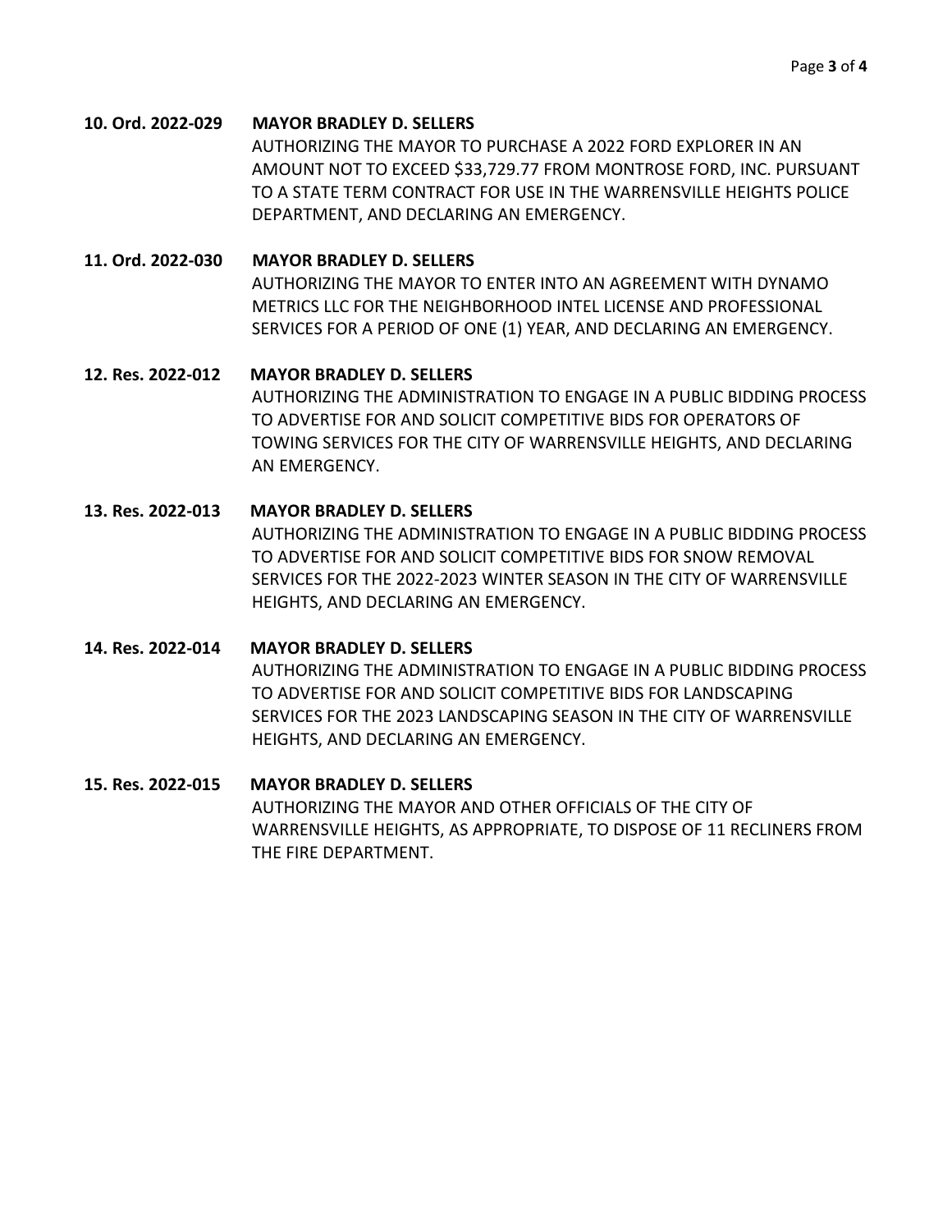**10. Ord. 2022-029 MAYOR BRADLEY D. SELLERS**

AUTHORIZING THE MAYOR TO PURCHASE A 2022 FORD EXPLORER IN AN AMOUNT NOT TO EXCEED $33,729.77 FROM MONTROSE FORD, INC. PURSUANT TO A STATE TERM CONTRACT FOR USE IN THE WARRENSVILLE HEIGHTS POLICE DEPARTMENT, AND DECLARING AN EMERGENCY.

**11. Ord. 2022-030 MAYOR BRADLEY D. SELLERS**

AUTHORIZING THE MAYOR TO ENTER INTO AN AGREEMENT WITH DYNAMO METRICS LLC FOR THE NEIGHBORHOOD INTEL LICENSE AND PROFESSIONAL SERVICES FOR A PERIOD OF ONE (1) YEAR, AND DECLARING AN EMERGENCY.

**12. Res. 2022-012 MAYOR BRADLEY D. SELLERS**

AUTHORIZING THE ADMINISTRATION TO ENGAGE IN A PUBLIC BIDDING PROCESS TO ADVERTISE FOR AND SOLICIT COMPETITIVE BIDS FOR OPERATORS OF TOWING SERVICES FOR THE CITY OF WARRENSVILLE HEIGHTS, AND DECLARING AN EMERGENCY.

**13. Res. 2022-013 MAYOR BRADLEY D. SELLERS**

AUTHORIZING THE ADMINISTRATION TO ENGAGE IN A PUBLIC BIDDING PROCESS TO ADVERTISE FOR AND SOLICIT COMPETITIVE BIDS FOR SNOW REMOVAL SERVICES FOR THE 2022-2023 WINTER SEASON IN THE CITY OF WARRENSVILLE HEIGHTS, AND DECLARING AN EMERGENCY.

**14. Res. 2022-014 MAYOR BRADLEY D. SELLERS**

AUTHORIZING THE ADMINISTRATION TO ENGAGE IN A PUBLIC BIDDING PROCESS TO ADVERTISE FOR AND SOLICIT COMPETITIVE BIDS FOR LANDSCAPING SERVICES FOR THE 2023 LANDSCAPING SEASON IN THE CITY OF WARRENSVILLE HEIGHTS, AND DECLARING AN EMERGENCY.

**15. Res. 2022-015 MAYOR BRADLEY D. SELLERS**

AUTHORIZING THE MAYOR AND OTHER OFFICIALS OF THE CITY OF WARRENSVILLE HEIGHTS, AS APPROPRIATE, TO DISPOSE OF 11 RECLINERS FROM THE FIRE DEPARTMENT.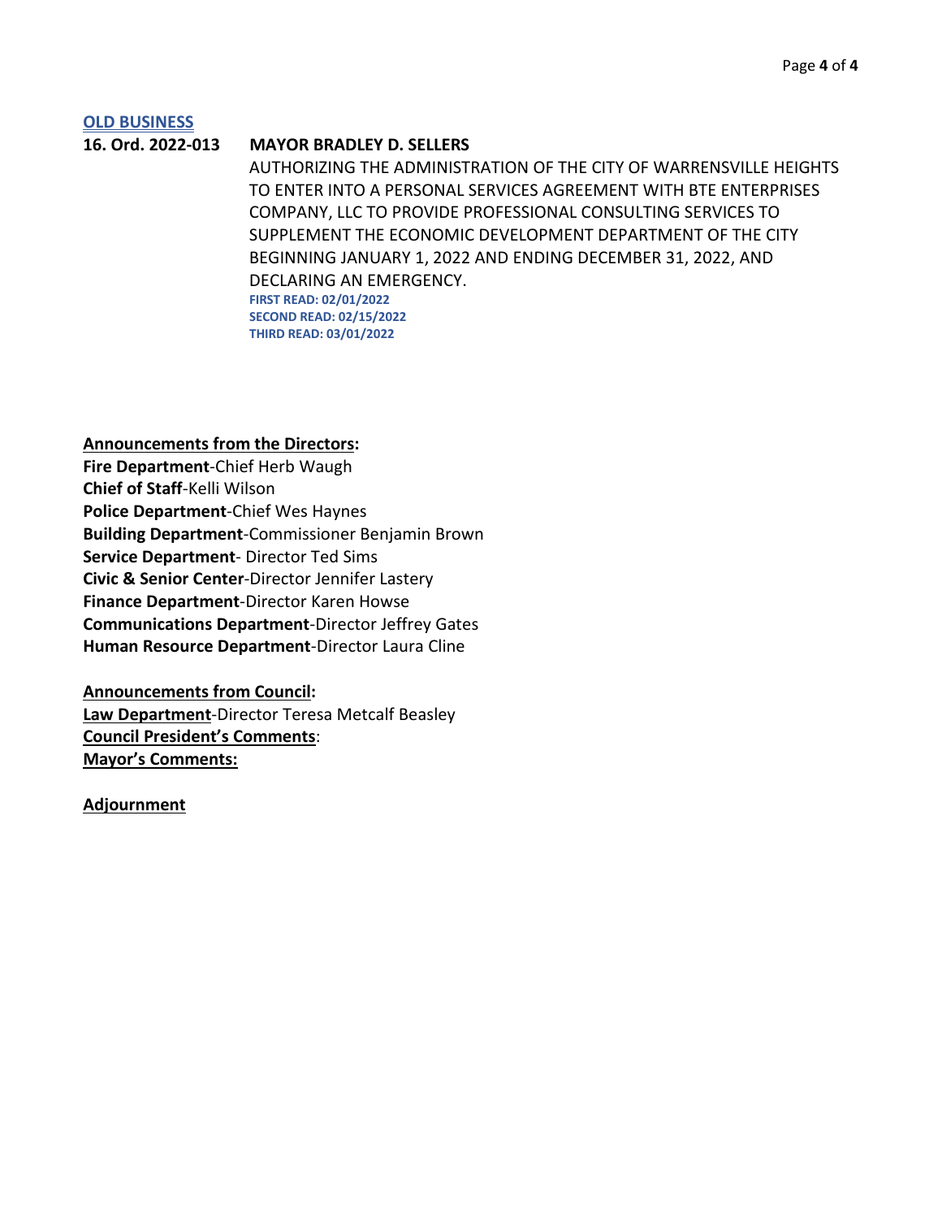## OLD BUSINESS

**16. Ord. 2022-013** **MAYOR BRADLEY D. SELLERS**

AUTHORIZING THE ADMINISTRATION OF THE CITY OF WARRENSVILLE HEIGHTS TO ENTER INTO A PERSONAL SERVICES AGREEMENT WITH BTE ENTERPRISES COMPANY, LLC TO PROVIDE PROFESSIONAL CONSULTING SERVICES TO SUPPLEMENT THE ECONOMIC DEVELOPMENT DEPARTMENT OF THE CITY BEGINNING JANUARY 1, 2022 AND ENDING DECEMBER 31, 2022, AND DECLARING AN EMERGENCY.

**FIRST READ: 02/01/2022**
**SECOND READ: 02/15/2022**
**THIRD READ: 03/01/2022**

**Announcements from the Directors:**

**Fire Department**-Chief Herb Waugh
**Chief of Staff**-Kelli Wilson
**Police Department**-Chief Wes Haynes
**Building Department**-Commissioner Benjamin Brown
**Service Department**- Director Ted Sims
**Civic & Senior Center**-Director Jennifer Lastery
**Finance Department**-Director Karen Howse
**Communications Department**-Director Jeffrey Gates
**Human Resource Department**-Director Laura Cline

**Announcements from Council:**

**Law Department**-Director Teresa Metcalf Beasley

**Council President's Comments**:

**Mayor's Comments:**

**Adjournment**